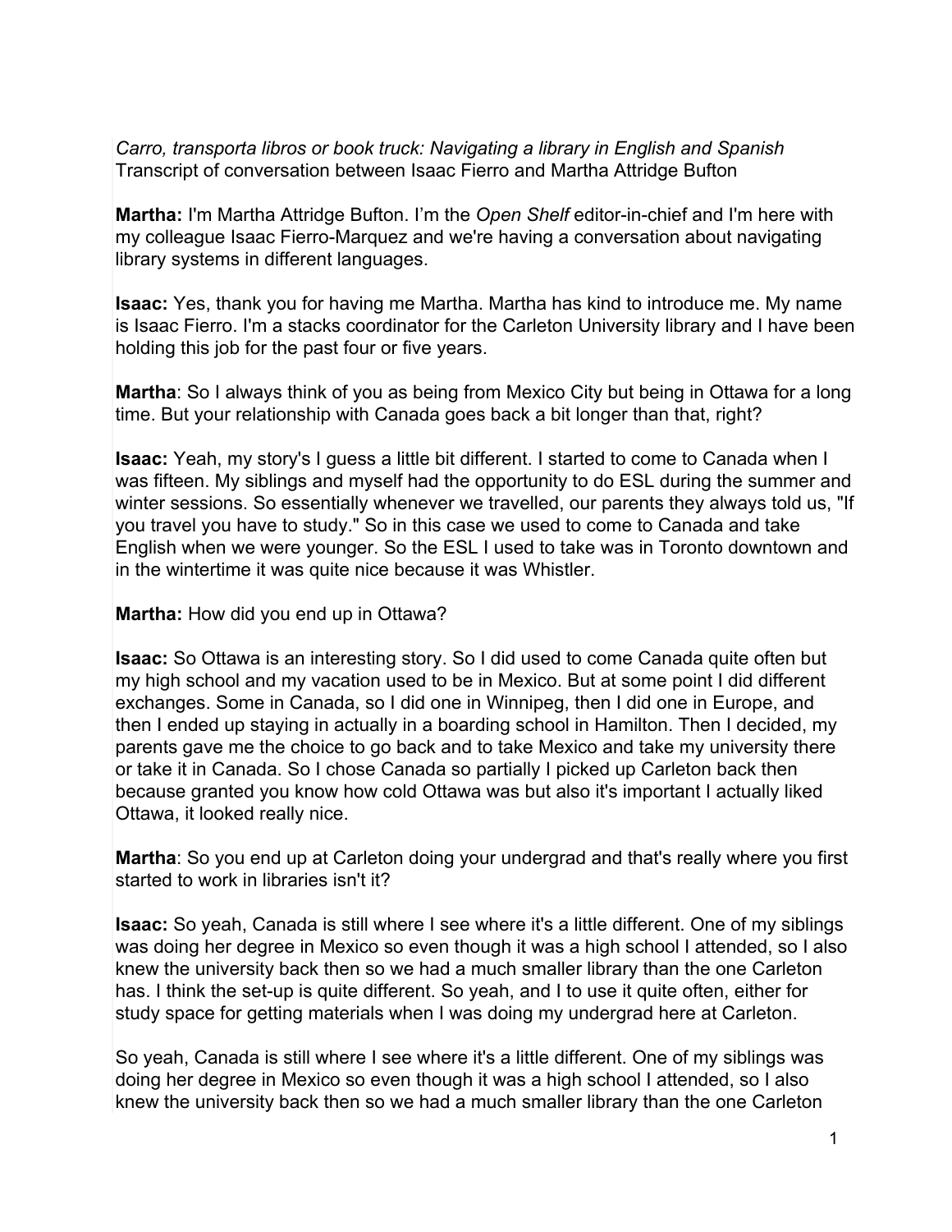*Carro, transporta libros or book truck: Navigating a library in English and Spanish*
Transcript of conversation between Isaac Fierro and Martha Attridge Bufton

**Martha:** I'm Martha Attridge Bufton. I'm the *Open Shelf* editor-in-chief and I'm here with my colleague Isaac Fierro-Marquez and we're having a conversation about navigating library systems in different languages.

**Isaac:** Yes, thank you for having me Martha. Martha has kind to introduce me. My name is Isaac Fierro. I'm a stacks coordinator for the Carleton University library and I have been holding this job for the past four or five years.

**Martha**: So I always think of you as being from Mexico City but being in Ottawa for a long time. But your relationship with Canada goes back a bit longer than that, right?

**Isaac:** Yeah, my story's I guess a little bit different. I started to come to Canada when I was fifteen. My siblings and myself had the opportunity to do ESL during the summer and winter sessions. So essentially whenever we travelled, our parents they always told us, "If you travel you have to study." So in this case we used to come to Canada and take English when we were younger. So the ESL I used to take was in Toronto downtown and in the wintertime it was quite nice because it was Whistler.

**Martha:** How did you end up in Ottawa?

**Isaac:** So Ottawa is an interesting story. So I did used to come Canada quite often but my high school and my vacation used to be in Mexico. But at some point I did different exchanges. Some in Canada, so I did one in Winnipeg, then I did one in Europe, and then I ended up staying in actually in a boarding school in Hamilton. Then I decided, my parents gave me the choice to go back and to take Mexico and take my university there or take it in Canada. So I chose Canada so partially I picked up Carleton back then because granted you know how cold Ottawa was but also it's important I actually liked Ottawa, it looked really nice.

**Martha**: So you end up at Carleton doing your undergrad and that's really where you first started to work in libraries isn't it?

**Isaac:** So yeah, Canada is still where I see where it's a little different. One of my siblings was doing her degree in Mexico so even though it was a high school I attended, so I also knew the university back then so we had a much smaller library than the one Carleton has. I think the set-up is quite different. So yeah, and I to use it quite often, either for study space for getting materials when I was doing my undergrad here at Carleton.

So yeah, Canada is still where I see where it's a little different. One of my siblings was doing her degree in Mexico so even though it was a high school I attended, so I also knew the university back then so we had a much smaller library than the one Carleton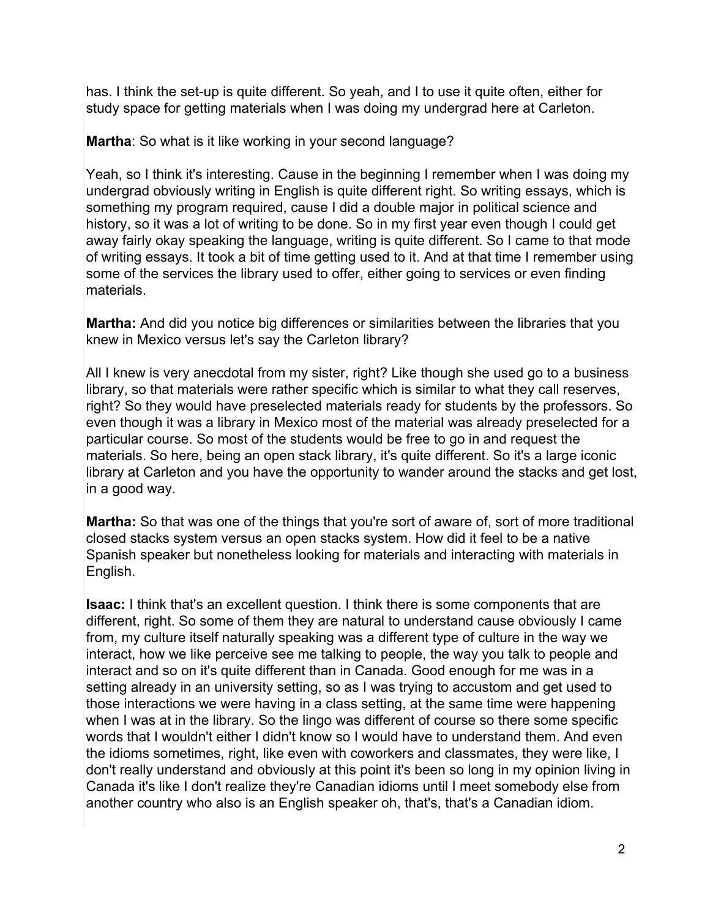has. I think the set-up is quite different. So yeah, and I to use it quite often, either for study space for getting materials when I was doing my undergrad here at Carleton.

**Martha**: So what is it like working in your second language?

Yeah, so I think it's interesting. Cause in the beginning I remember when I was doing my undergrad obviously writing in English is quite different right. So writing essays, which is something my program required, cause I did a double major in political science and history, so it was a lot of writing to be done. So in my first year even though I could get away fairly okay speaking the language, writing is quite different. So I came to that mode of writing essays. It took a bit of time getting used to it. And at that time I remember using some of the services the library used to offer, either going to services or even finding materials.

**Martha:** And did you notice big differences or similarities between the libraries that you knew in Mexico versus let's say the Carleton library?

All I knew is very anecdotal from my sister, right? Like though she used go to a business library, so that materials were rather specific which is similar to what they call reserves, right? So they would have preselected materials ready for students by the professors. So even though it was a library in Mexico most of the material was already preselected for a particular course. So most of the students would be free to go in and request the materials. So here, being an open stack library, it's quite different. So it's a large iconic library at Carleton and you have the opportunity to wander around the stacks and get lost, in a good way.

**Martha:** So that was one of the things that you're sort of aware of, sort of more traditional closed stacks system versus an open stacks system. How did it feel to be a native Spanish speaker but nonetheless looking for materials and interacting with materials in English.

**Isaac:** I think that's an excellent question. I think there is some components that are different, right. So some of them they are natural to understand cause obviously I came from, my culture itself naturally speaking was a different type of culture in the way we interact, how we like perceive see me talking to people, the way you talk to people and interact and so on it's quite different than in Canada. Good enough for me was in a setting already in an university setting, so as I was trying to accustom and get used to those interactions we were having in a class setting, at the same time were happening when I was at in the library. So the lingo was different of course so there some specific words that I wouldn't either I didn't know so I would have to understand them. And even the idioms sometimes, right, like even with coworkers and classmates, they were like, I don't really understand and obviously at this point it's been so long in my opinion living in Canada it's like I don't realize they're Canadian idioms until I meet somebody else from another country who also is an English speaker oh, that's, that's a Canadian idiom.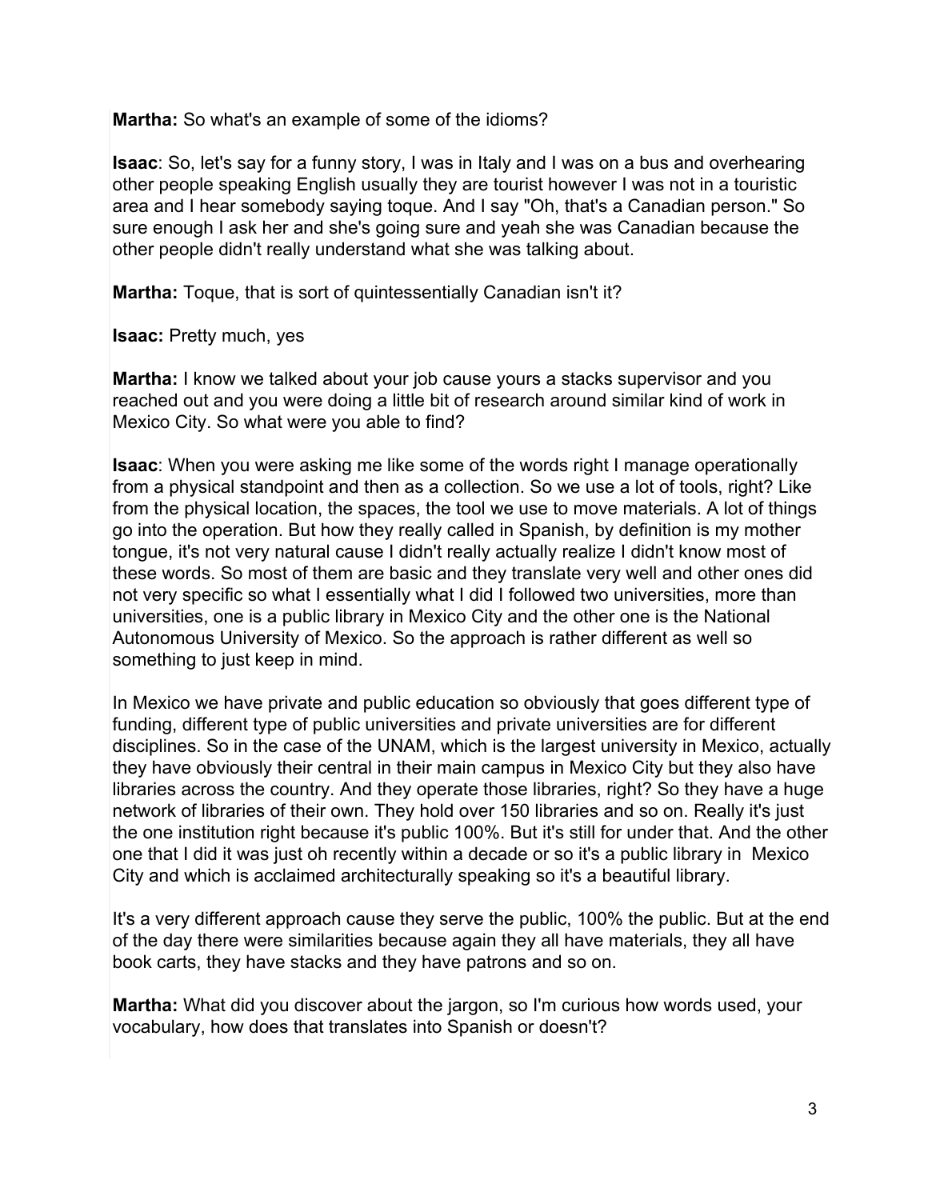**Martha:** So what's an example of some of the idioms?

**Isaac**: So, let's say for a funny story, I was in Italy and I was on a bus and overhearing other people speaking English usually they are tourist however I was not in a touristic area and I hear somebody saying toque. And I say "Oh, that's a Canadian person." So sure enough I ask her and she's going sure and yeah she was Canadian because the other people didn't really understand what she was talking about.

**Martha:** Toque, that is sort of quintessentially Canadian isn't it?

**Isaac:** Pretty much, yes

**Martha:** I know we talked about your job cause yours a stacks supervisor and you reached out and you were doing a little bit of research around similar kind of work in Mexico City. So what were you able to find?

**Isaac**: When you were asking me like some of the words right I manage operationally from a physical standpoint and then as a collection. So we use a lot of tools, right? Like from the physical location, the spaces, the tool we use to move materials. A lot of things go into the operation. But how they really called in Spanish, by definition is my mother tongue, it's not very natural cause I didn't really actually realize I didn't know most of these words. So most of them are basic and they translate very well and other ones did not very specific so what I essentially what I did I followed two universities, more than universities, one is a public library in Mexico City and the other one is the National Autonomous University of Mexico. So the approach is rather different as well so something to just keep in mind.

In Mexico we have private and public education so obviously that goes different type of funding, different type of public universities and private universities are for different disciplines. So in the case of the UNAM, which is the largest university in Mexico, actually they have obviously their central in their main campus in Mexico City but they also have libraries across the country. And they operate those libraries, right? So they have a huge network of libraries of their own. They hold over 150 libraries and so on. Really it's just the one institution right because it's public 100%. But it's still for under that. And the other one that I did it was just oh recently within a decade or so it's a public library in Mexico City and which is acclaimed architecturally speaking so it's a beautiful library.

It's a very different approach cause they serve the public, 100% the public. But at the end of the day there were similarities because again they all have materials, they all have book carts, they have stacks and they have patrons and so on.

**Martha:** What did you discover about the jargon, so I'm curious how words used, your vocabulary, how does that translates into Spanish or doesn't?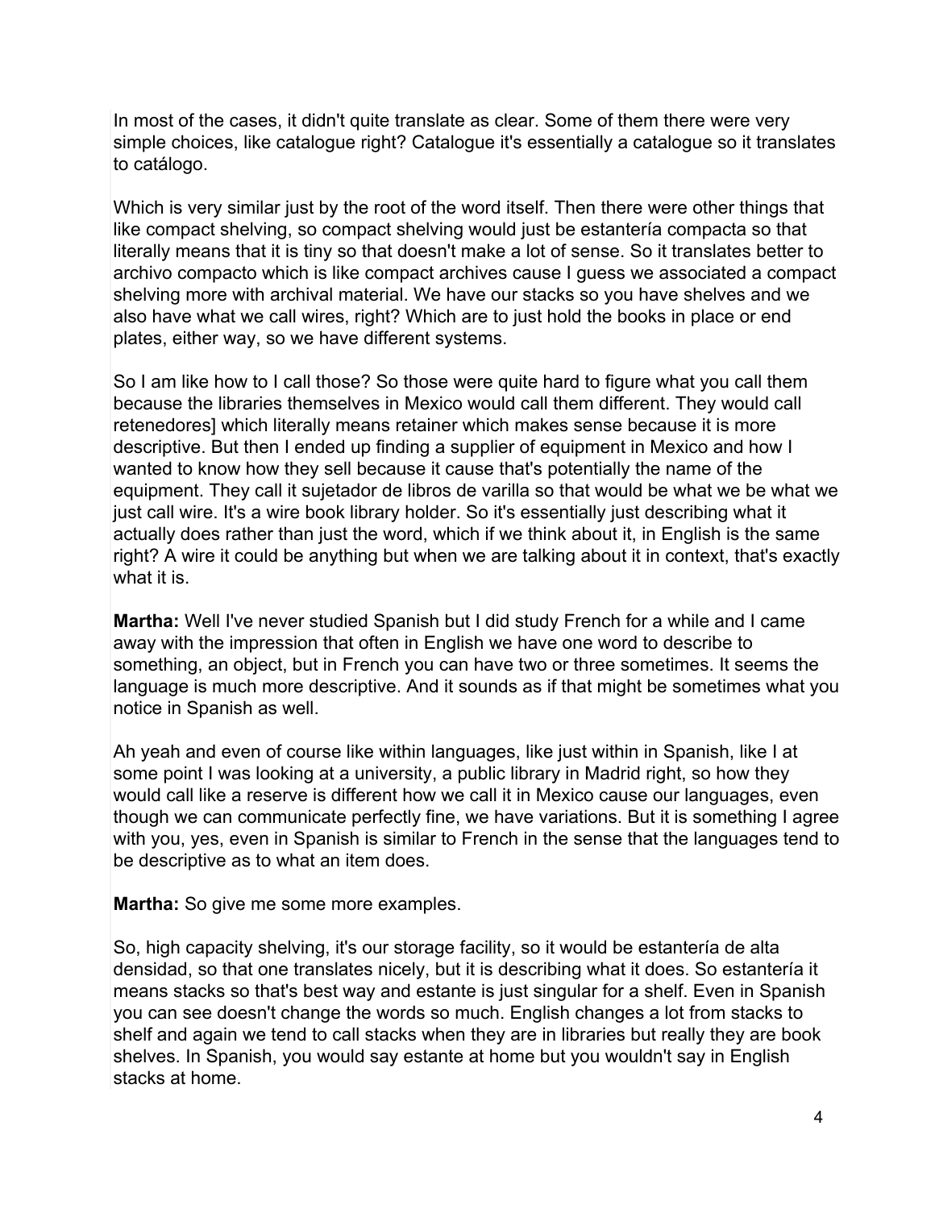In most of the cases, it didn't quite translate as clear. Some of them there were very simple choices, like catalogue right? Catalogue it's essentially a catalogue so it translates to catálogo.

Which is very similar just by the root of the word itself. Then there were other things that like compact shelving, so compact shelving would just be estantería compacta so that literally means that it is tiny so that doesn't make a lot of sense. So it translates better to archivo compacto which is like compact archives cause I guess we associated a compact shelving more with archival material. We have our stacks so you have shelves and we also have what we call wires, right? Which are to just hold the books in place or end plates, either way, so we have different systems.

So I am like how to I call those? So those were quite hard to figure what you call them because the libraries themselves in Mexico would call them different. They would call retenedores] which literally means retainer which makes sense because it is more descriptive. But then I ended up finding a supplier of equipment in Mexico and how I wanted to know how they sell because it cause that's potentially the name of the equipment. They call it sujetador de libros de varilla so that would be what we be what we just call wire. It's a wire book library holder. So it's essentially just describing what it actually does rather than just the word, which if we think about it, in English is the same right? A wire it could be anything but when we are talking about it in context, that's exactly what it is.

**Martha:** Well I've never studied Spanish but I did study French for a while and I came away with the impression that often in English we have one word to describe to something, an object, but in French you can have two or three sometimes. It seems the language is much more descriptive. And it sounds as if that might be sometimes what you notice in Spanish as well.

Ah yeah and even of course like within languages, like just within in Spanish, like I at some point I was looking at a university, a public library in Madrid right, so how they would call like a reserve is different how we call it in Mexico cause our languages, even though we can communicate perfectly fine, we have variations. But it is something I agree with you, yes, even in Spanish is similar to French in the sense that the languages tend to be descriptive as to what an item does.

**Martha:** So give me some more examples.

So, high capacity shelving, it's our storage facility, so it would be estantería de alta densidad, so that one translates nicely, but it is describing what it does. So estantería it means stacks so that's best way and estante is just singular for a shelf. Even in Spanish you can see doesn't change the words so much. English changes a lot from stacks to shelf and again we tend to call stacks when they are in libraries but really they are book shelves. In Spanish, you would say estante at home but you wouldn't say in English stacks at home.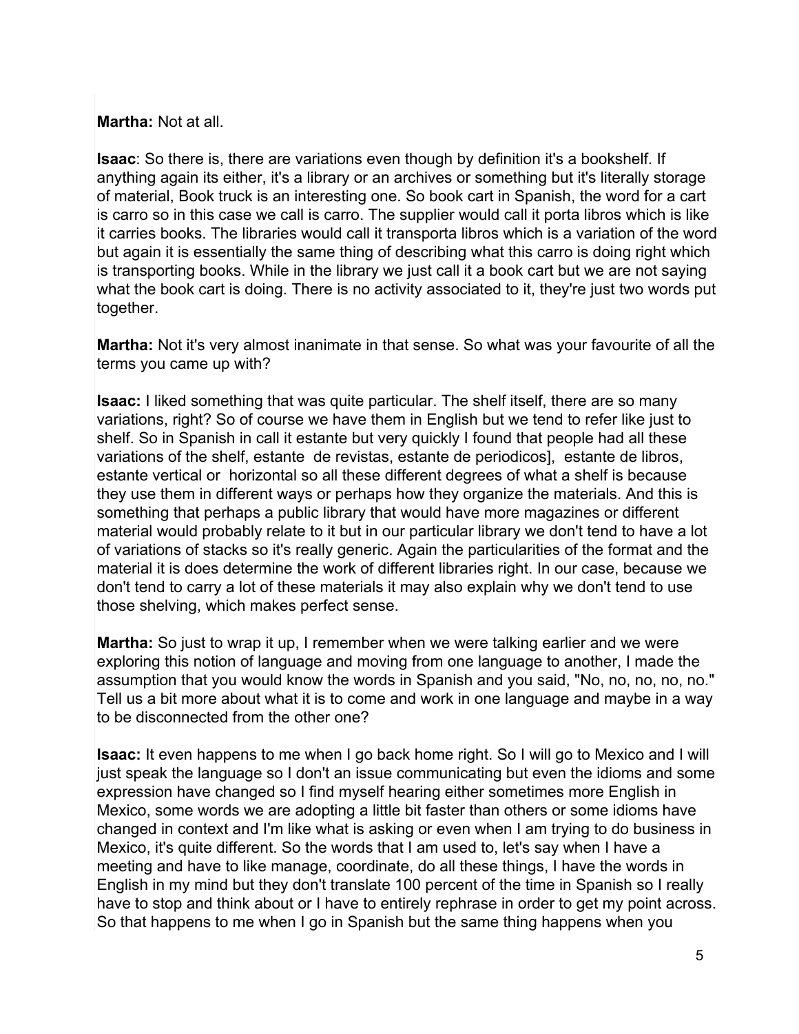**Martha:** Not at all.

**Isaac**: So there is, there are variations even though by definition it's a bookshelf. If anything again its either, it's a library or an archives or something but it's literally storage of material, Book truck is an interesting one. So book cart in Spanish, the word for a cart is carro so in this case we call is carro. The supplier would call it porta libros which is like it carries books. The libraries would call it transporta libros which is a variation of the word but again it is essentially the same thing of describing what this carro is doing right which is transporting books. While in the library we just call it a book cart but we are not saying what the book cart is doing. There is no activity associated to it, they're just two words put together.

**Martha:** Not it's very almost inanimate in that sense. So what was your favourite of all the terms you came up with?

**Isaac:** I liked something that was quite particular. The shelf itself, there are so many variations, right? So of course we have them in English but we tend to refer like just to shelf. So in Spanish in call it estante but very quickly I found that people had all these variations of the shelf, estante de revistas, estante de periodicos], estante de libros, estante vertical or horizontal so all these different degrees of what a shelf is because they use them in different ways or perhaps how they organize the materials. And this is something that perhaps a public library that would have more magazines or different material would probably relate to it but in our particular library we don't tend to have a lot of variations of stacks so it's really generic. Again the particularities of the format and the material it is does determine the work of different libraries right. In our case, because we don't tend to carry a lot of these materials it may also explain why we don't tend to use those shelving, which makes perfect sense.

**Martha:** So just to wrap it up, I remember when we were talking earlier and we were exploring this notion of language and moving from one language to another, I made the assumption that you would know the words in Spanish and you said, "No, no, no, no, no." Tell us a bit more about what it is to come and work in one language and maybe in a way to be disconnected from the other one?

**Isaac:** It even happens to me when I go back home right. So I will go to Mexico and I will just speak the language so I don't an issue communicating but even the idioms and some expression have changed so I find myself hearing either sometimes more English in Mexico, some words we are adopting a little bit faster than others or some idioms have changed in context and I'm like what is asking or even when I am trying to do business in Mexico, it's quite different. So the words that I am used to, let's say when I have a meeting and have to like manage, coordinate, do all these things, I have the words in English in my mind but they don't translate 100 percent of the time in Spanish so I really have to stop and think about or I have to entirely rephrase in order to get my point across. So that happens to me when I go in Spanish but the same thing happens when you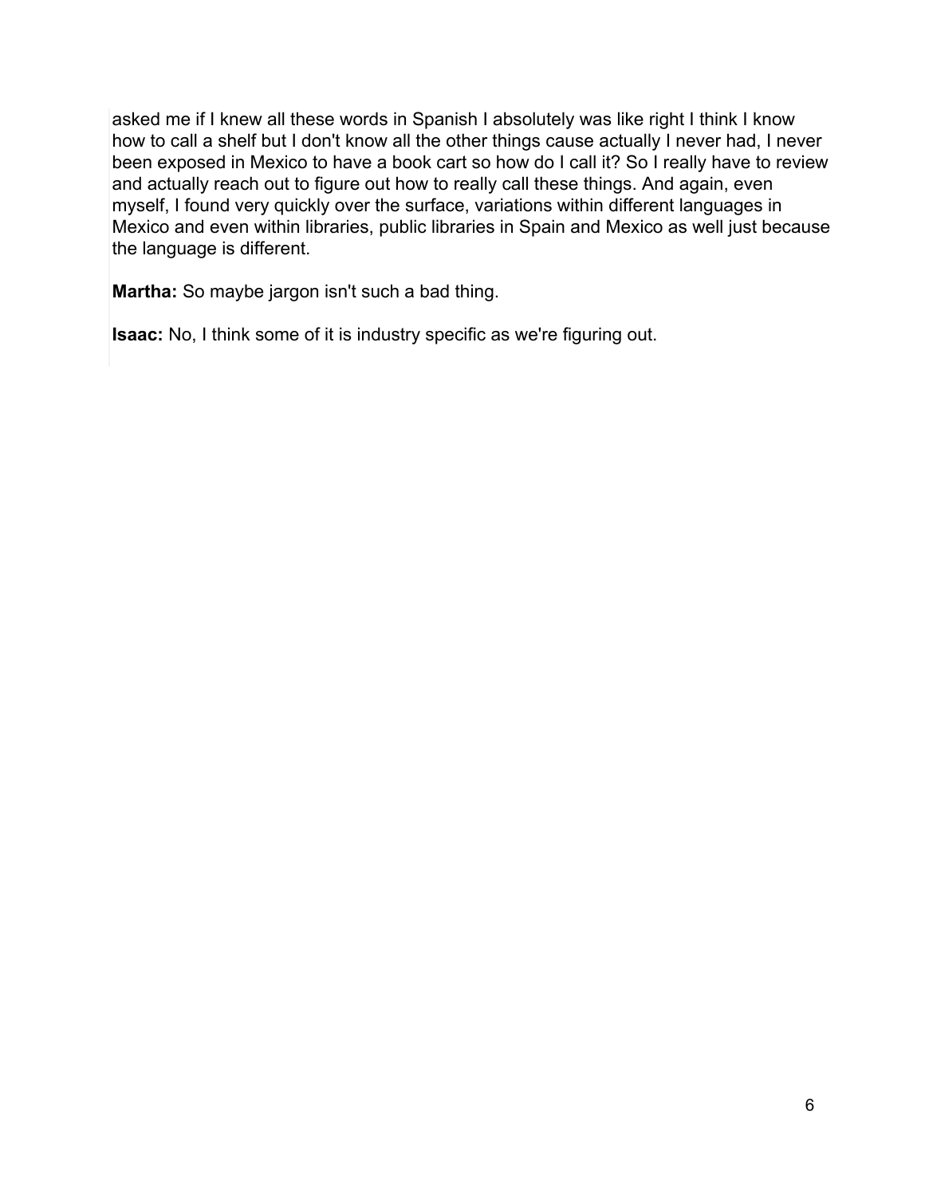asked me if I knew all these words in Spanish I absolutely was like right I think I know how to call a shelf but I don't know all the other things cause actually I never had, I never been exposed in Mexico to have a book cart so how do I call it? So I really have to review and actually reach out to figure out how to really call these things. And again, even myself, I found very quickly over the surface, variations within different languages in Mexico and even within libraries, public libraries in Spain and Mexico as well just because the language is different.

**Martha:** So maybe jargon isn't such a bad thing.

**Isaac:** No, I think some of it is industry specific as we're figuring out.